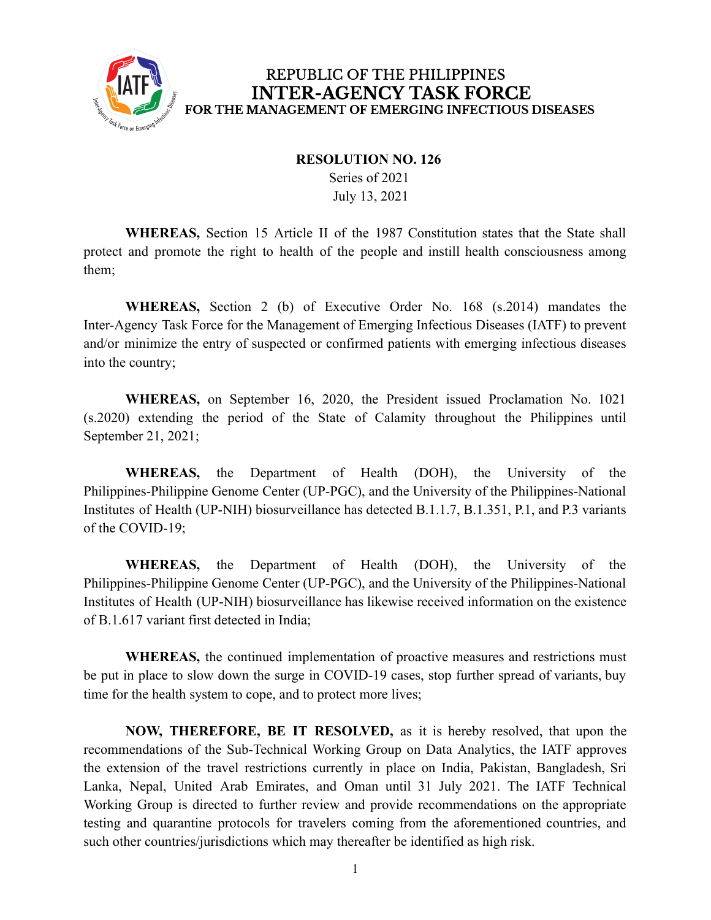REPUBLIC OF THE PHILIPPINES
# INTER-AGENCY TASK FORCE
## FOR THE MANAGEMENT OF EMERGING INFECTIOUS DISEASES

**RESOLUTION NO. 126**
Series of 2021
July 13, 2021

**WHEREAS,** Section 15 Article II of the 1987 Constitution states that the State shall protect and promote the right to health of the people and instill health consciousness among them;

**WHEREAS,** Section 2 (b) of Executive Order No. 168 (s.2014) mandates the Inter-Agency Task Force for the Management of Emerging Infectious Diseases (IATF) to prevent and/or minimize the entry of suspected or confirmed patients with emerging infectious diseases into the country;

**WHEREAS,** on September 16, 2020, the President issued Proclamation No. 1021 (s.2020) extending the period of the State of Calamity throughout the Philippines until September 21, 2021;

**WHEREAS,** the Department of Health (DOH), the University of the Philippines-Philippine Genome Center (UP-PGC), and the University of the Philippines-National Institutes of Health (UP-NIH) biosurveillance has detected B.1.1.7, B.1.351, P.1, and P.3 variants of the COVID-19;

**WHEREAS,** the Department of Health (DOH), the University of the Philippines-Philippine Genome Center (UP-PGC), and the University of the Philippines-National Institutes of Health (UP-NIH) biosurveillance has likewise received information on the existence of B.1.617 variant first detected in India;

**WHEREAS,** the continued implementation of proactive measures and restrictions must be put in place to slow down the surge in COVID-19 cases, stop further spread of variants, buy time for the health system to cope, and to protect more lives;

**NOW, THEREFORE, BE IT RESOLVED,** as it is hereby resolved, that upon the recommendations of the Sub-Technical Working Group on Data Analytics, the IATF approves the extension of the travel restrictions currently in place on India, Pakistan, Bangladesh, Sri Lanka, Nepal, United Arab Emirates, and Oman until 31 July 2021. The IATF Technical Working Group is directed to further review and provide recommendations on the appropriate testing and quarantine protocols for travelers coming from the aforementioned countries, and such other countries/jurisdictions which may thereafter be identified as high risk.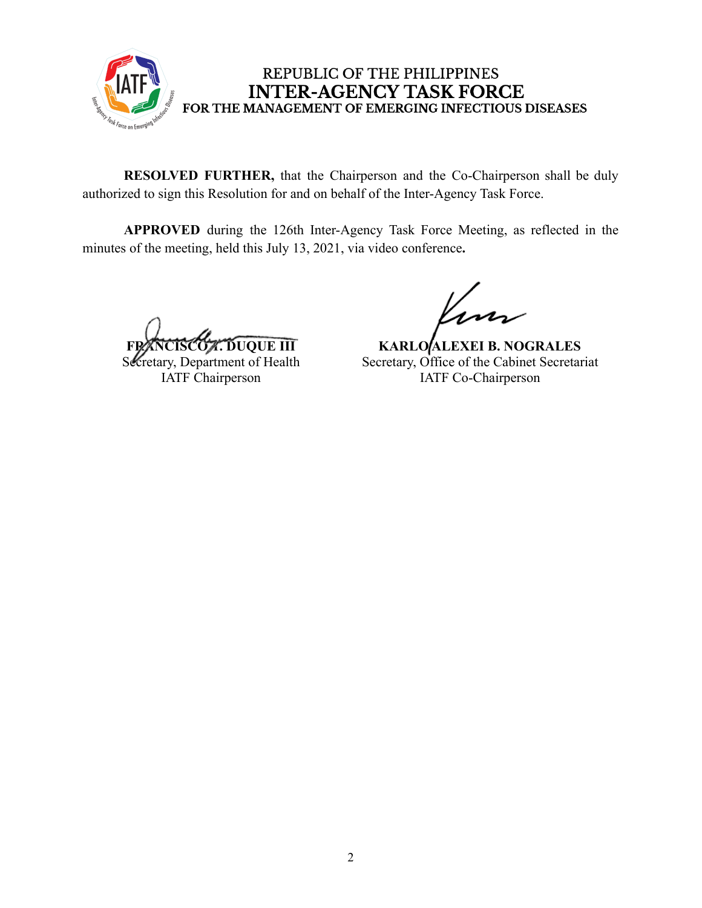REPUBLIC OF THE PHILIPPINES
**INTER-AGENCY TASK FORCE**
**FOR THE MANAGEMENT OF EMERGING INFECTIOUS DISEASES**

**RESOLVED FURTHER,** that the Chairperson and the Co-Chairperson shall be duly authorized to sign this Resolution for and on behalf of the Inter-Agency Task Force.

**APPROVED** during the 126th Inter-Agency Task Force Meeting, as reflected in the minutes of the meeting, held this July 13, 2021, via video conference**.**

**FRANCISCO T. DUQUE III**
Secretary, Department of Health
IATF Chairperson

**KARLO ALEXEI B. NOGRALES**
Secretary, Office of the Cabinet Secretariat
IATF Co-Chairperson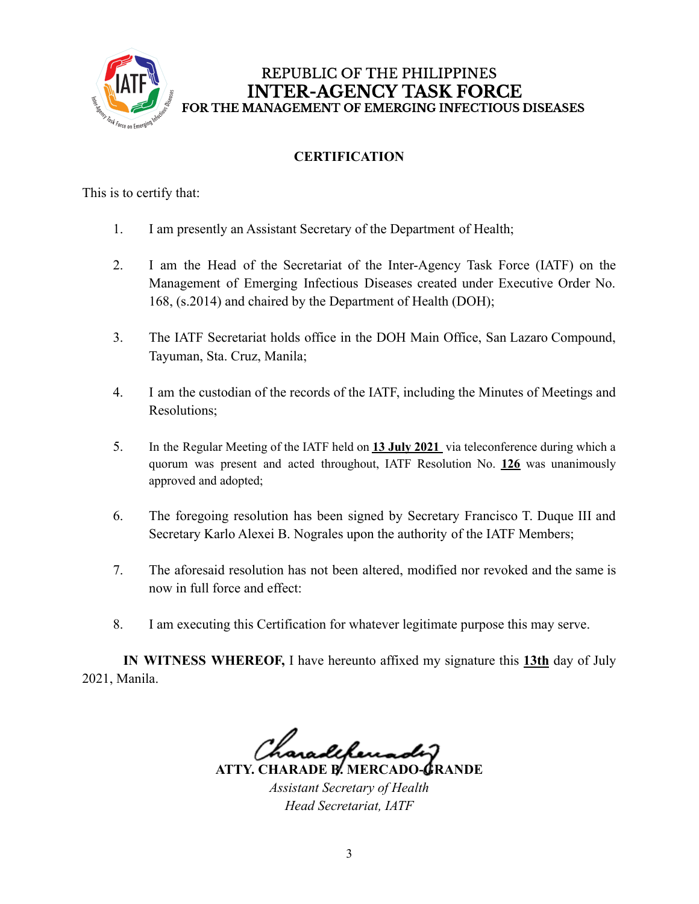REPUBLIC OF THE PHILIPPINES
**INTER-AGENCY TASK FORCE**
**FOR THE MANAGEMENT OF EMERGING INFECTIOUS DISEASES**

## CERTIFICATION

This is to certify that:

1. I am presently an Assistant Secretary of the Department of Health;

2. I am the Head of the Secretariat of the Inter-Agency Task Force (IATF) on the Management of Emerging Infectious Diseases created under Executive Order No. 168, (s.2014) and chaired by the Department of Health (DOH);

3. The IATF Secretariat holds office in the DOH Main Office, San Lazaro Compound, Tayuman, Sta. Cruz, Manila;

4. I am the custodian of the records of the IATF, including the Minutes of Meetings and Resolutions;

5. In the Regular Meeting of the IATF held on **13 July 2021** via teleconference during which a quorum was present and acted throughout, IATF Resolution No. **126** was unanimously approved and adopted;

6. The foregoing resolution has been signed by Secretary Francisco T. Duque III and Secretary Karlo Alexei B. Nograles upon the authority of the IATF Members;

7. The aforesaid resolution has not been altered, modified nor revoked and the same is now in full force and effect:

8. I am executing this Certification for whatever legitimate purpose this may serve.

**IN WITNESS WHEREOF,** I have hereunto affixed my signature this **13th** day of July 2021, Manila.

**ATTY. CHARADE B. MERCADO-GRANDE**
*Assistant Secretary of Health*
*Head Secretariat, IATF*